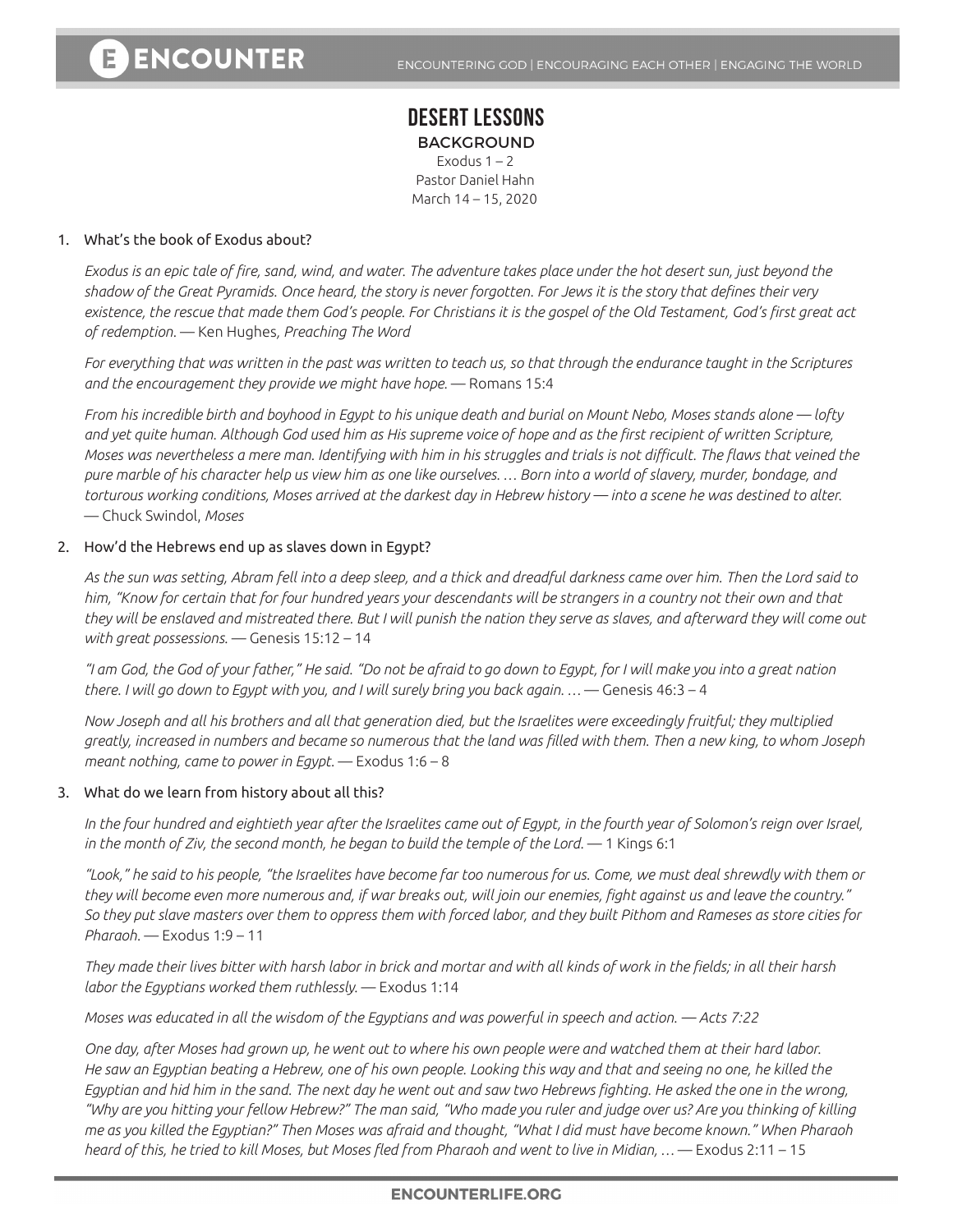# DESERT LESSONS

## BACKGROUND

Exodus 1 – 2
Pastor Daniel Hahn
March 14 – 15, 2020

1. What's the book of Exodus about?

   *Exodus is an epic tale of fire, sand, wind, and water. The adventure takes place under the hot desert sun, just beyond the shadow of the Great Pyramids. Once heard, the story is never forgotten. For Jews it is the story that defines their very existence, the rescue that made them God's people. For Christians it is the gospel of the Old Testament, God's first great act of redemption.* — Ken Hughes, *Preaching The Word*

   *For everything that was written in the past was written to teach us, so that through the endurance taught in the Scriptures and the encouragement they provide we might have hope.* — Romans 15:4

   *From his incredible birth and boyhood in Egypt to his unique death and burial on Mount Nebo, Moses stands alone — lofty and yet quite human. Although God used him as His supreme voice of hope and as the first recipient of written Scripture, Moses was nevertheless a mere man. Identifying with him in his struggles and trials is not difficult. The flaws that veined the pure marble of his character help us view him as one like ourselves. … Born into a world of slavery, murder, bondage, and torturous working conditions, Moses arrived at the darkest day in Hebrew history — into a scene he was destined to alter.* — Chuck Swindol, *Moses*

2. How'd the Hebrews end up as slaves down in Egypt?

   *As the sun was setting, Abram fell into a deep sleep, and a thick and dreadful darkness came over him. Then the Lord said to him, "Know for certain that for four hundred years your descendants will be strangers in a country not their own and that they will be enslaved and mistreated there. But I will punish the nation they serve as slaves, and afterward they will come out with great possessions.* — Genesis 15:12 – 14

   *"I am God, the God of your father," He said. "Do not be afraid to go down to Egypt, for I will make you into a great nation there. I will go down to Egypt with you, and I will surely bring you back again. …* — Genesis 46:3 – 4

   *Now Joseph and all his brothers and all that generation died, but the Israelites were exceedingly fruitful; they multiplied greatly, increased in numbers and became so numerous that the land was filled with them. Then a new king, to whom Joseph meant nothing, came to power in Egypt.* — Exodus 1:6 – 8

3. What do we learn from history about all this?

   *In the four hundred and eightieth year after the Israelites came out of Egypt, in the fourth year of Solomon's reign over Israel, in the month of Ziv, the second month, he began to build the temple of the Lord.* — 1 Kings 6:1

   *"Look," he said to his people, "the Israelites have become far too numerous for us. Come, we must deal shrewdly with them or they will become even more numerous and, if war breaks out, will join our enemies, fight against us and leave the country." So they put slave masters over them to oppress them with forced labor, and they built Pithom and Rameses as store cities for Pharaoh.* — Exodus 1:9 – 11

   *They made their lives bitter with harsh labor in brick and mortar and with all kinds of work in the fields; in all their harsh labor the Egyptians worked them ruthlessly.* — Exodus 1:14

   *Moses was educated in all the wisdom of the Egyptians and was powerful in speech and action. — Acts 7:22*

   *One day, after Moses had grown up, he went out to where his own people were and watched them at their hard labor. He saw an Egyptian beating a Hebrew, one of his own people. Looking this way and that and seeing no one, he killed the Egyptian and hid him in the sand. The next day he went out and saw two Hebrews fighting. He asked the one in the wrong, "Why are you hitting your fellow Hebrew?" The man said, "Who made you ruler and judge over us? Are you thinking of killing me as you killed the Egyptian?" Then Moses was afraid and thought, "What I did must have become known." When Pharaoh heard of this, he tried to kill Moses, but Moses fled from Pharaoh and went to live in Midian, …* — Exodus 2:11 – 15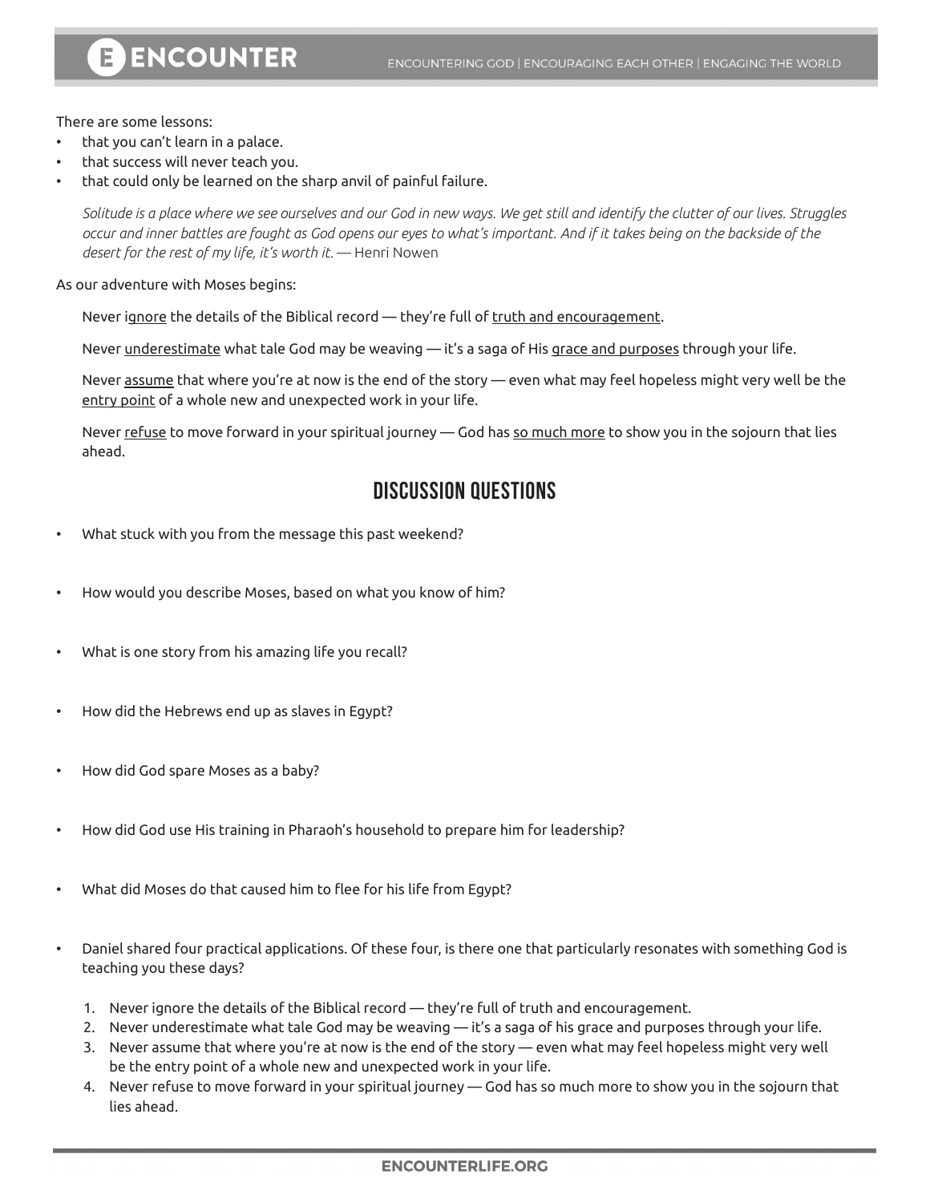There are some lessons:

- that you can't learn in a palace.
- that success will never teach you.
- that could only be learned on the sharp anvil of painful failure.

> *Solitude is a place where we see ourselves and our God in new ways. We get still and identify the clutter of our lives. Struggles occur and inner battles are fought as God opens our eyes to what's important. And if it takes being on the backside of the desert for the rest of my life, it's worth it.* — Henri Nowen

As our adventure with Moses begins:

Never ignore the details of the Biblical record — they're full of truth and encouragement.

Never underestimate what tale God may be weaving — it's a saga of His grace and purposes through your life.

Never assume that where you're at now is the end of the story — even what may feel hopeless might very well be the entry point of a whole new and unexpected work in your life.

Never refuse to move forward in your spiritual journey — God has so much more to show you in the sojourn that lies ahead.

## DISCUSSION QUESTIONS

- What stuck with you from the message this past weekend?
- How would you describe Moses, based on what you know of him?
- What is one story from his amazing life you recall?
- How did the Hebrews end up as slaves in Egypt?
- How did God spare Moses as a baby?
- How did God use His training in Pharaoh's household to prepare him for leadership?
- What did Moses do that caused him to flee for his life from Egypt?
- Daniel shared four practical applications. Of these four, is there one that particularly resonates with something God is teaching you these days?
  1. Never ignore the details of the Biblical record — they're full of truth and encouragement.
  2. Never underestimate what tale God may be weaving — it's a saga of his grace and purposes through your life.
  3. Never assume that where you're at now is the end of the story — even what may feel hopeless might very well be the entry point of a whole new and unexpected work in your life.
  4. Never refuse to move forward in your spiritual journey — God has so much more to show you in the sojourn that lies ahead.